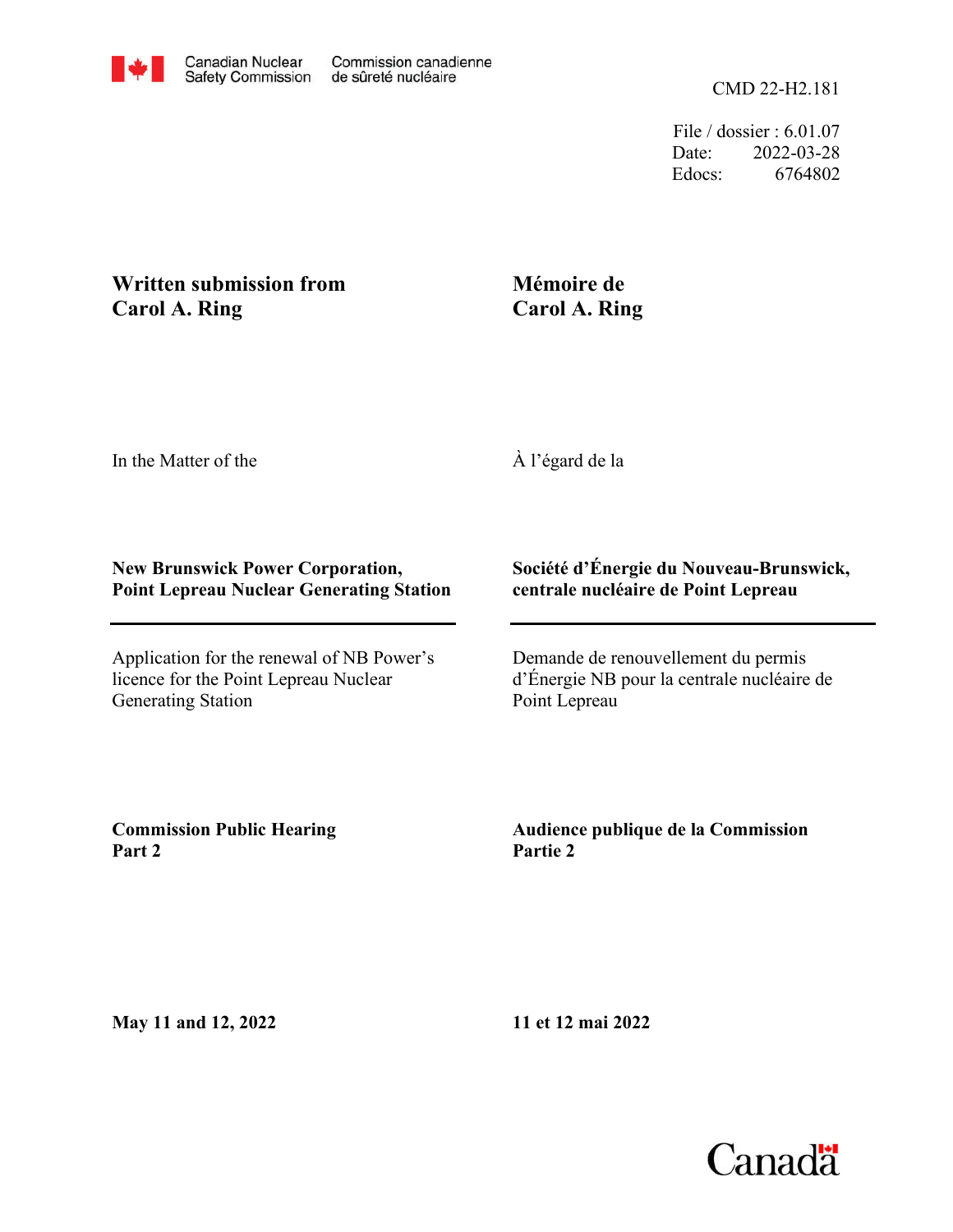Canadian Nuclear Safety Commission / Commission canadienne de sûreté nucléaire

CMD 22-H2.181

File / dossier : 6.01.07
Date: 2022-03-28
Edocs: 6764802

**Written submission from Carol A. Ring**

**Mémoire de Carol A. Ring**

In the Matter of the

À l'égard de la

**New Brunswick Power Corporation, Point Lepreau Nuclear Generating Station**

**Société d'Énergie du Nouveau-Brunswick, centrale nucléaire de Point Lepreau**

Application for the renewal of NB Power's licence for the Point Lepreau Nuclear Generating Station

Demande de renouvellement du permis d'Énergie NB pour la centrale nucléaire de Point Lepreau

**Commission Public Hearing Part 2**

**Audience publique de la Commission Partie 2**

**May 11 and 12, 2022**

**11 et 12 mai 2022**

Canada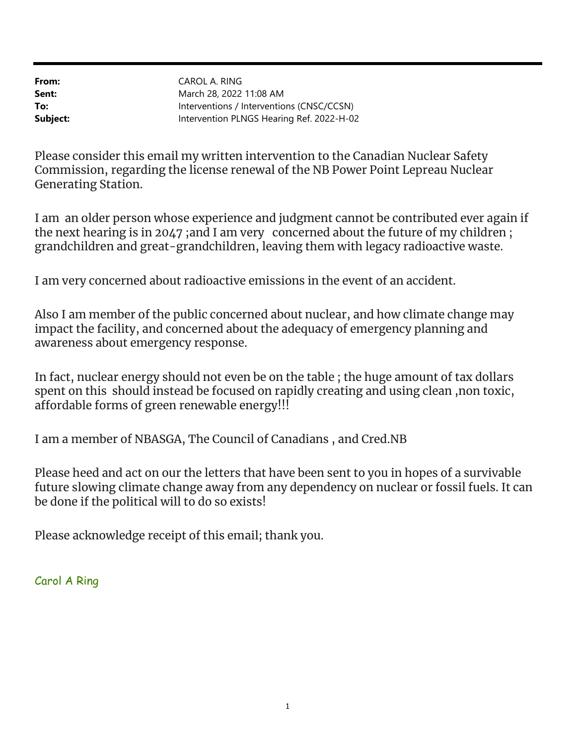| | |
|---|---|
| **From:** | CAROL A. RING |
| **Sent:** | March 28, 2022 11:08 AM |
| **To:** | Interventions / Interventions (CNSC/CCSN) |
| **Subject:** | Intervention PLNGS Hearing Ref. 2022-H-02 |

Please consider this email my written intervention to the Canadian Nuclear Safety Commission, regarding the license renewal of the NB Power Point Lepreau Nuclear Generating Station.

I am an older person whose experience and judgment cannot be contributed ever again if the next hearing is in 2047 ;and I am very concerned about the future of my children ; grandchildren and great-grandchildren, leaving them with legacy radioactive waste.

I am very concerned about radioactive emissions in the event of an accident.

Also I am member of the public concerned about nuclear, and how climate change may impact the facility, and concerned about the adequacy of emergency planning and awareness about emergency response.

In fact, nuclear energy should not even be on the table ; the huge amount of tax dollars spent on this should instead be focused on rapidly creating and using clean ,non toxic, affordable forms of green renewable energy!!!

I am a member of NBASGA, The Council of Canadians , and Cred.NB

Please heed and act on our the letters that have been sent to you in hopes of a survivable future slowing climate change away from any dependency on nuclear or fossil fuels. It can be done if the political will to do so exists!

Please acknowledge receipt of this email; thank you.

Carol A Ring